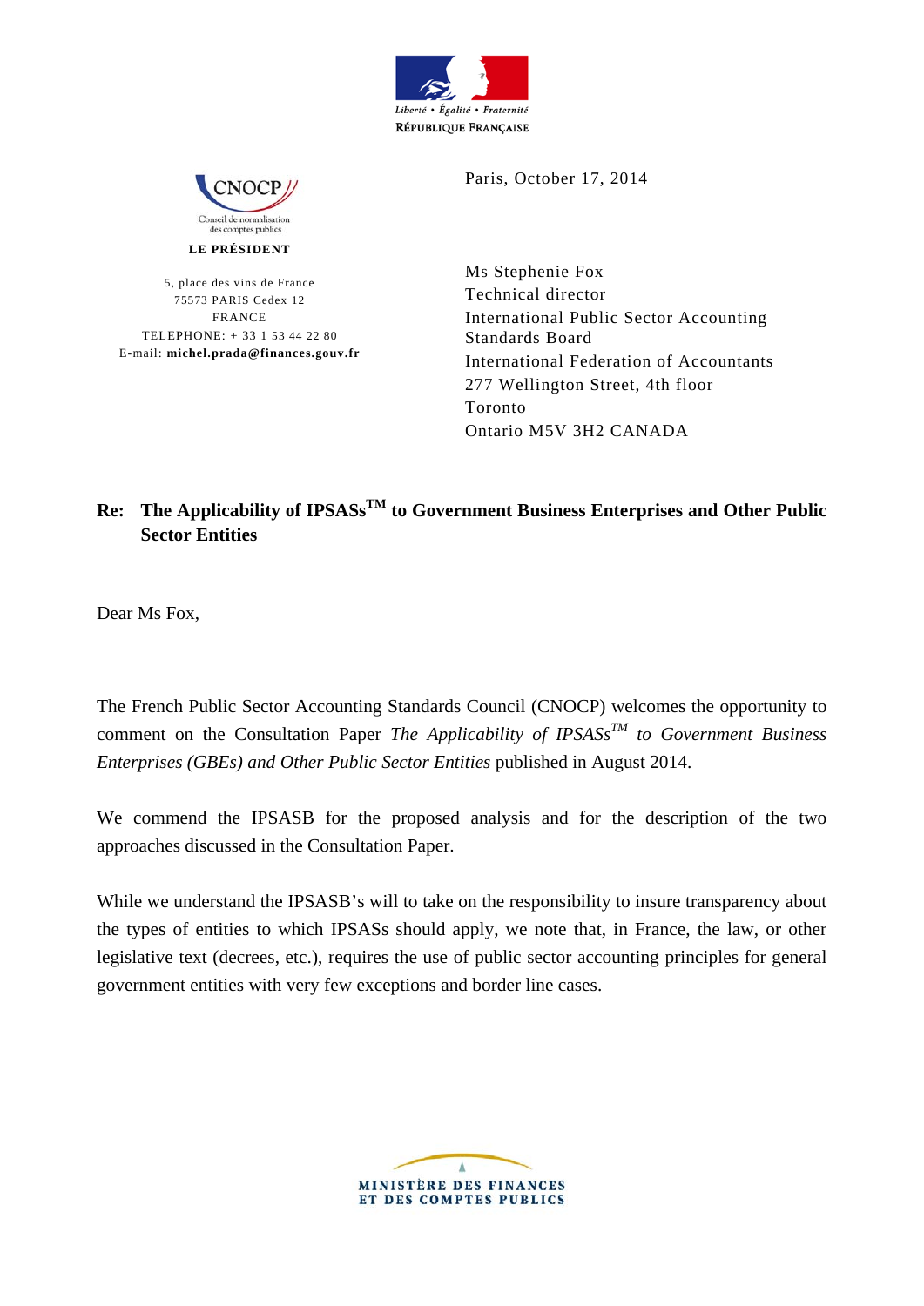Liberté • Égalité • Fraternité
RÉPUBLIQUE FRANÇAISE

CNOCP
Conseil de normalisation des comptes publics

**LE PRÉSIDENT**

5, place des vins de France
75573 PARIS Cedex 12
FRANCE
TELEPHONE: + 33 1 53 44 22 80
E-mail: **michel.prada@finances.gouv.fr**

Paris, October 17, 2014

Ms Stephenie Fox
Technical director
International Public Sector Accounting Standards Board
International Federation of Accountants
277 Wellington Street, 4th floor
Toronto
Ontario M5V 3H2 CANADA

**Re: The Applicability of IPSASs™ to Government Business Enterprises and Other Public Sector Entities**

Dear Ms Fox,

The French Public Sector Accounting Standards Council (CNOCP) welcomes the opportunity to comment on the Consultation Paper *The Applicability of IPSASs™ to Government Business Enterprises (GBEs) and Other Public Sector Entities* published in August 2014.

We commend the IPSASB for the proposed analysis and for the description of the two approaches discussed in the Consultation Paper.

While we understand the IPSASB's will to take on the responsibility to insure transparency about the types of entities to which IPSASs should apply, we note that, in France, the law, or other legislative text (decrees, etc.), requires the use of public sector accounting principles for general government entities with very few exceptions and border line cases.

MINISTÈRE DES FINANCES
ET DES COMPTES PUBLICS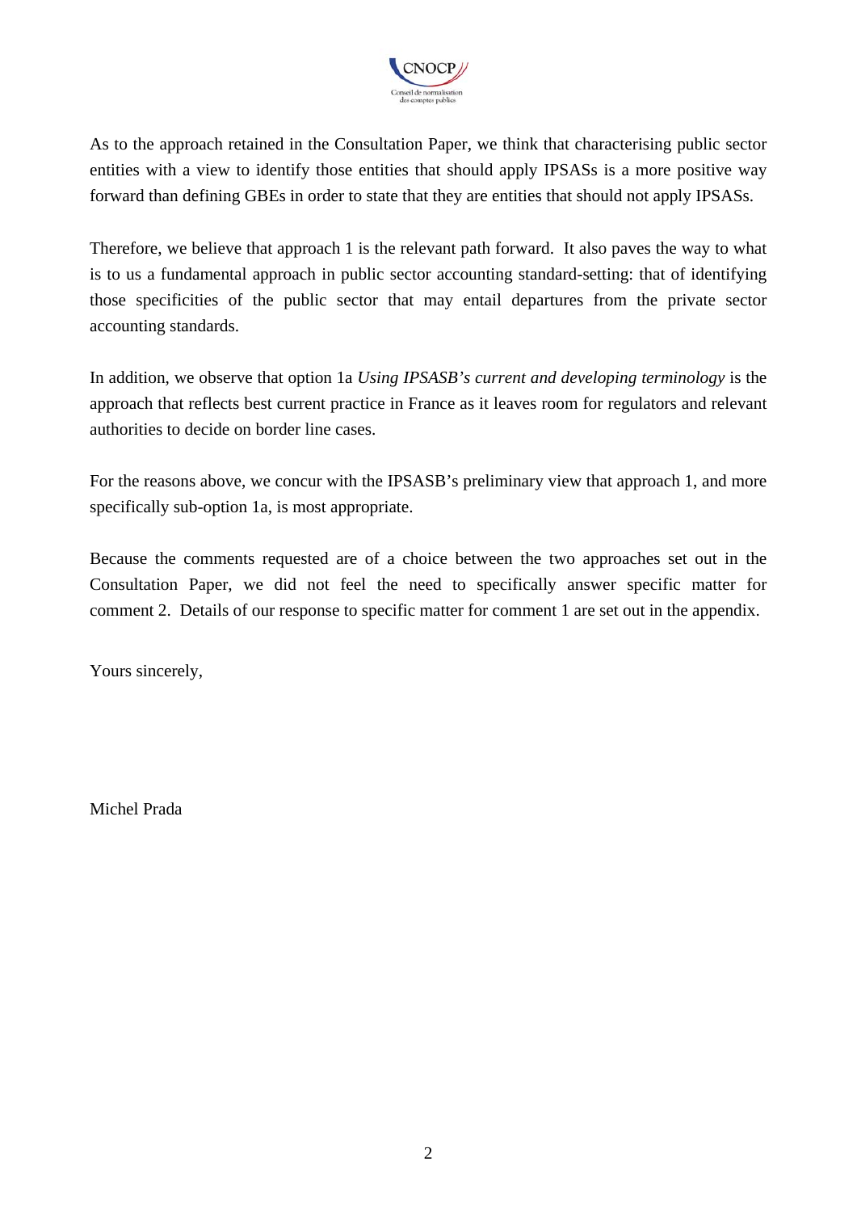As to the approach retained in the Consultation Paper, we think that characterising public sector entities with a view to identify those entities that should apply IPSASs is a more positive way forward than defining GBEs in order to state that they are entities that should not apply IPSASs.

Therefore, we believe that approach 1 is the relevant path forward. It also paves the way to what is to us a fundamental approach in public sector accounting standard-setting: that of identifying those specificities of the public sector that may entail departures from the private sector accounting standards.

In addition, we observe that option 1a *Using IPSASB's current and developing terminology* is the approach that reflects best current practice in France as it leaves room for regulators and relevant authorities to decide on border line cases.

For the reasons above, we concur with the IPSASB's preliminary view that approach 1, and more specifically sub-option 1a, is most appropriate.

Because the comments requested are of a choice between the two approaches set out in the Consultation Paper, we did not feel the need to specifically answer specific matter for comment 2. Details of our response to specific matter for comment 1 are set out in the appendix.

Yours sincerely,

Michel Prada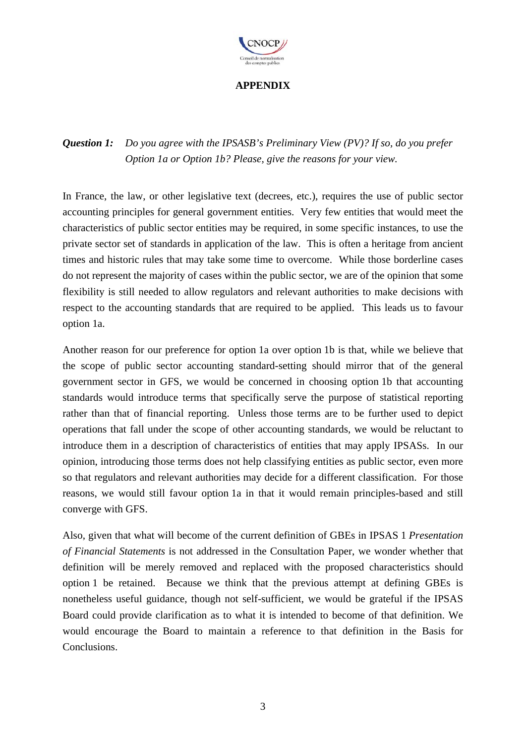## APPENDIX

***Question 1:*** *Do you agree with the IPSASB's Preliminary View (PV)? If so, do you prefer Option 1a or Option 1b? Please, give the reasons for your view.*

In France, the law, or other legislative text (decrees, etc.), requires the use of public sector accounting principles for general government entities. Very few entities that would meet the characteristics of public sector entities may be required, in some specific instances, to use the private sector set of standards in application of the law. This is often a heritage from ancient times and historic rules that may take some time to overcome. While those borderline cases do not represent the majority of cases within the public sector, we are of the opinion that some flexibility is still needed to allow regulators and relevant authorities to make decisions with respect to the accounting standards that are required to be applied. This leads us to favour option 1a.

Another reason for our preference for option 1a over option 1b is that, while we believe that the scope of public sector accounting standard-setting should mirror that of the general government sector in GFS, we would be concerned in choosing option 1b that accounting standards would introduce terms that specifically serve the purpose of statistical reporting rather than that of financial reporting. Unless those terms are to be further used to depict operations that fall under the scope of other accounting standards, we would be reluctant to introduce them in a description of characteristics of entities that may apply IPSASs. In our opinion, introducing those terms does not help classifying entities as public sector, even more so that regulators and relevant authorities may decide for a different classification. For those reasons, we would still favour option 1a in that it would remain principles-based and still converge with GFS.

Also, given that what will become of the current definition of GBEs in IPSAS 1 *Presentation of Financial Statements* is not addressed in the Consultation Paper, we wonder whether that definition will be merely removed and replaced with the proposed characteristics should option 1 be retained. Because we think that the previous attempt at defining GBEs is nonetheless useful guidance, though not self-sufficient, we would be grateful if the IPSAS Board could provide clarification as to what it is intended to become of that definition. We would encourage the Board to maintain a reference to that definition in the Basis for Conclusions.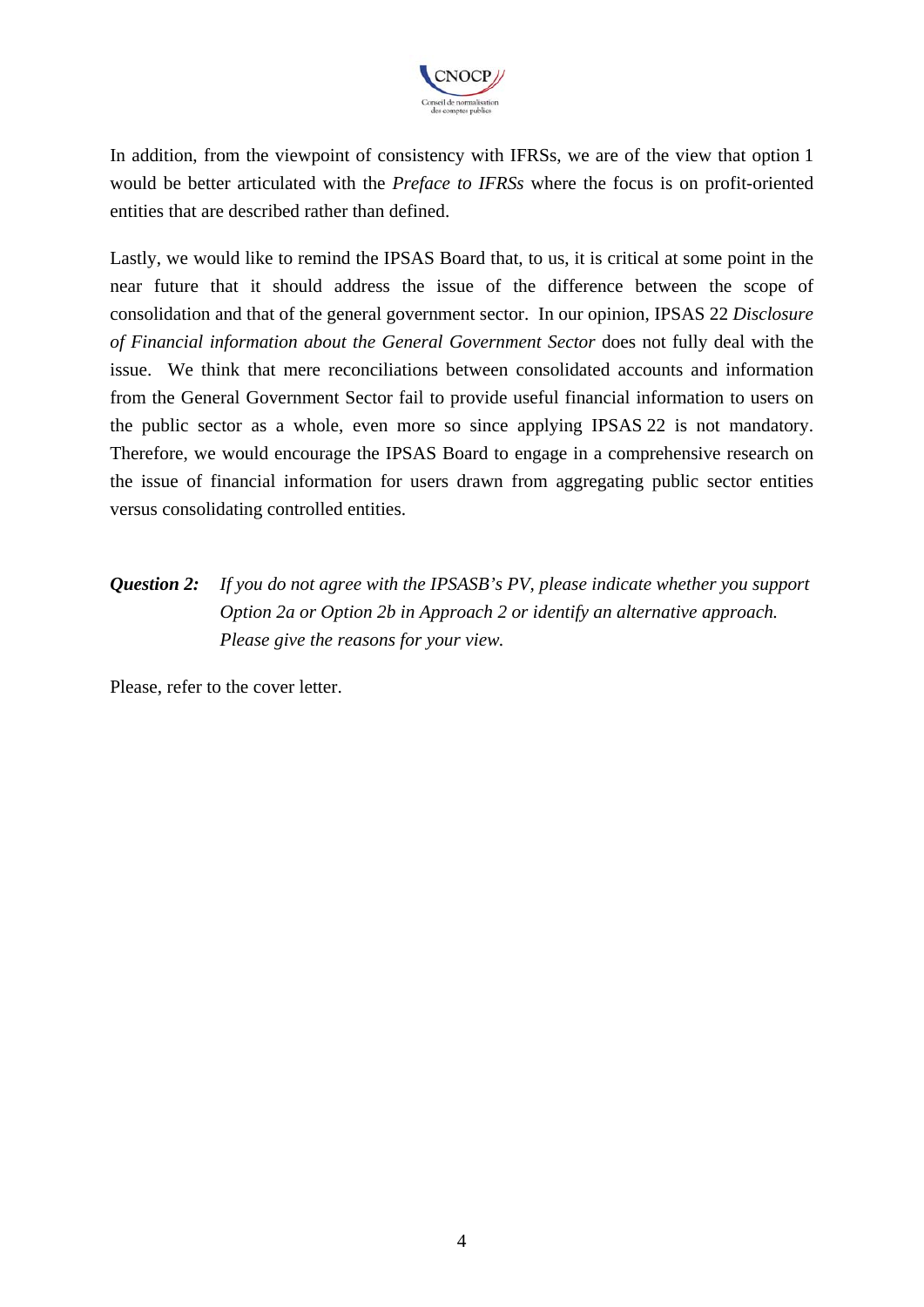In addition, from the viewpoint of consistency with IFRSs, we are of the view that option 1 would be better articulated with the *Preface to IFRSs* where the focus is on profit-oriented entities that are described rather than defined.

Lastly, we would like to remind the IPSAS Board that, to us, it is critical at some point in the near future that it should address the issue of the difference between the scope of consolidation and that of the general government sector. In our opinion, IPSAS 22 *Disclosure of Financial information about the General Government Sector* does not fully deal with the issue. We think that mere reconciliations between consolidated accounts and information from the General Government Sector fail to provide useful financial information to users on the public sector as a whole, even more so since applying IPSAS 22 is not mandatory. Therefore, we would encourage the IPSAS Board to engage in a comprehensive research on the issue of financial information for users drawn from aggregating public sector entities versus consolidating controlled entities.

***Question 2:*** *If you do not agree with the IPSASB's PV, please indicate whether you support Option 2a or Option 2b in Approach 2 or identify an alternative approach. Please give the reasons for your view.*

Please, refer to the cover letter.